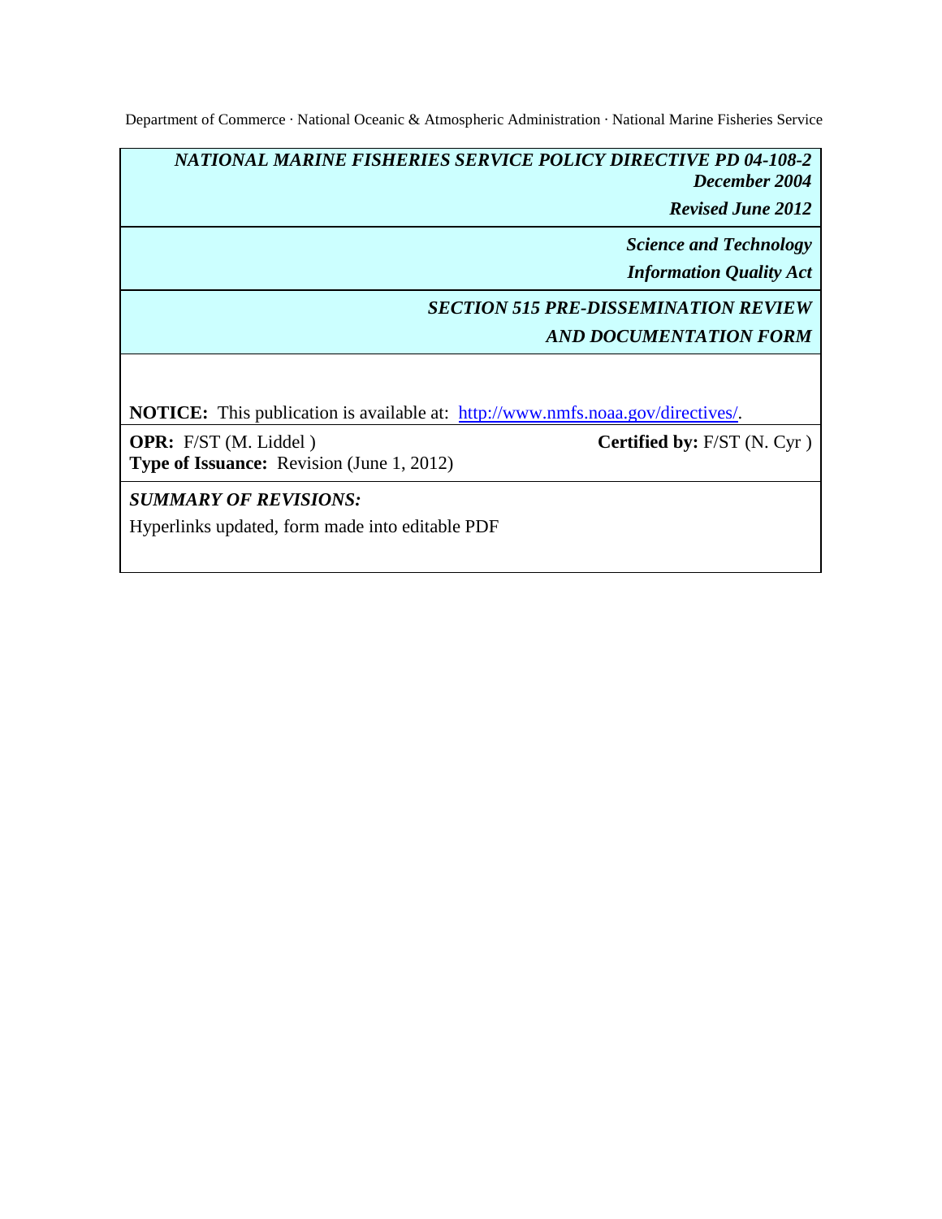Department of Commerce · National Oceanic & Atmospheric Administration · National Marine Fisheries Service

***NATIONAL MARINE FISHERIES SERVICE POLICY DIRECTIVE PD 04-108-2***
***December 2004***

***Revised June 2012***

***Science and Technology***

***Information Quality Act***

***SECTION 515 PRE-DISSEMINATION REVIEW***

***AND DOCUMENTATION FORM***

**NOTICE:** This publication is available at: [http://www.nmfs.noaa.gov/directives/](http://www.nmfs.noaa.gov/directives/).

**OPR:** F/ST (M. Liddel ) **Certified by:** F/ST (N. Cyr )

**Type of Issuance:** Revision (June 1, 2012)

***SUMMARY OF REVISIONS:***

Hyperlinks updated, form made into editable PDF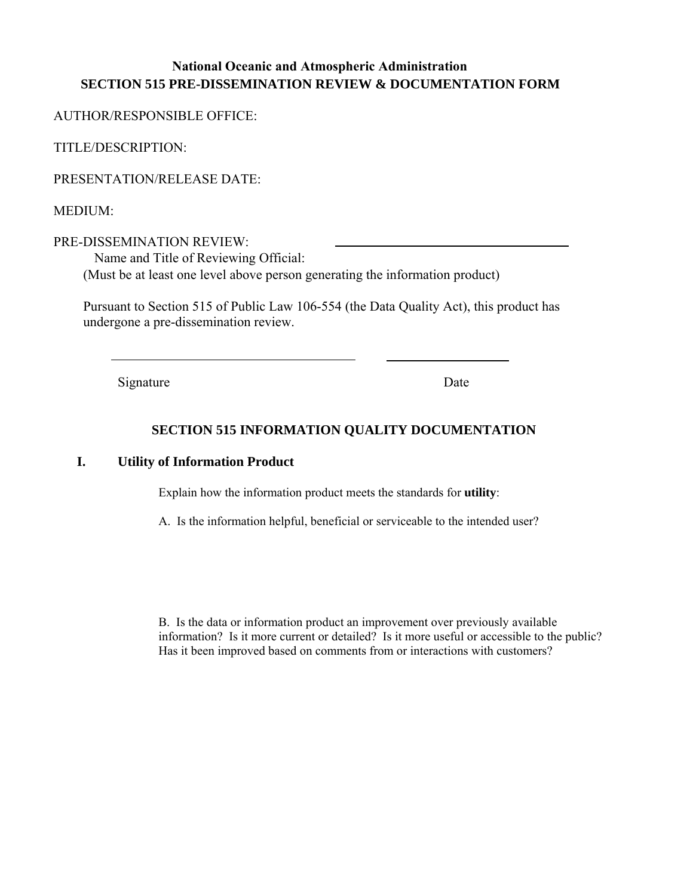**National Oceanic and Atmospheric Administration**
**SECTION 515 PRE-DISSEMINATION REVIEW & DOCUMENTATION FORM**

AUTHOR/RESPONSIBLE OFFICE:

TITLE/DESCRIPTION:

PRESENTATION/RELEASE DATE:

MEDIUM:

PRE-DISSEMINATION REVIEW: ______________________________

Name and Title of Reviewing Official:
(Must be at least one level above person generating the information product)

Pursuant to Section 515 of Public Law 106-554 (the Data Quality Act), this product has undergone a pre-dissemination review.

______________________________ ________________

Signature Date

## SECTION 515 INFORMATION QUALITY DOCUMENTATION

### I. Utility of Information Product

Explain how the information product meets the standards for **utility**:

A. Is the information helpful, beneficial or serviceable to the intended user?

B. Is the data or information product an improvement over previously available information? Is it more current or detailed? Is it more useful or accessible to the public? Has it been improved based on comments from or interactions with customers?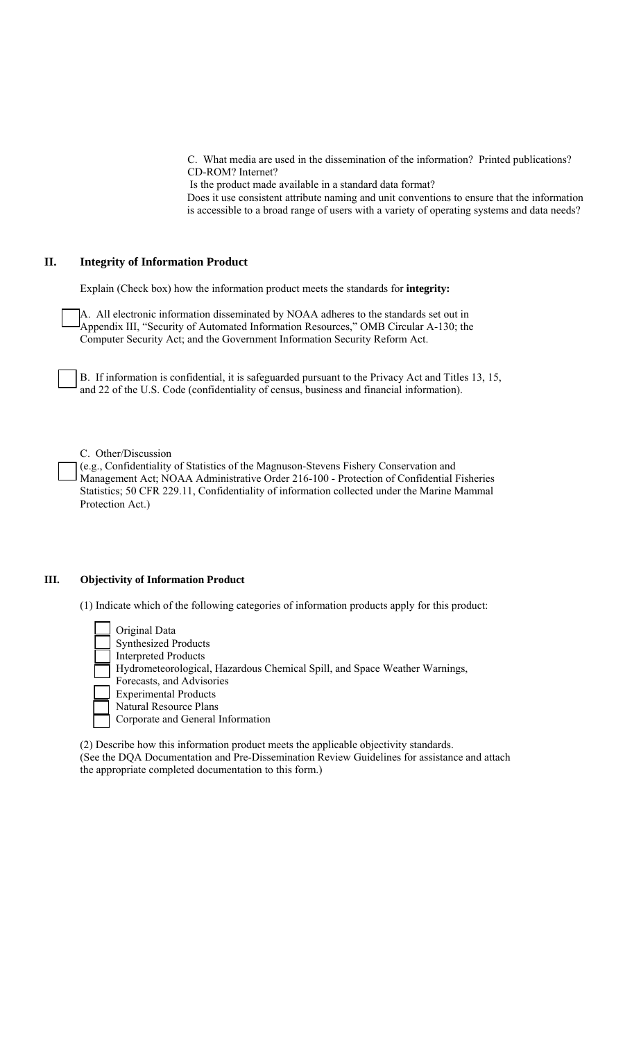C. What media are used in the dissemination of the information? Printed publications? CD-ROM? Internet?
Is the product made available in a standard data format?
Does it use consistent attribute naming and unit conventions to ensure that the information is accessible to a broad range of users with a variety of operating systems and data needs?

## II. Integrity of Information Product

Explain (Check box) how the information product meets the standards for **integrity:**

☐ A. All electronic information disseminated by NOAA adheres to the standards set out in Appendix III, "Security of Automated Information Resources," OMB Circular A-130; the Computer Security Act; and the Government Information Security Reform Act.

☐ B. If information is confidential, it is safeguarded pursuant to the Privacy Act and Titles 13, 15, and 22 of the U.S. Code (confidentiality of census, business and financial information).

☐ C. Other/Discussion
(e.g., Confidentiality of Statistics of the Magnuson-Stevens Fishery Conservation and Management Act; NOAA Administrative Order 216-100 - Protection of Confidential Fisheries Statistics; 50 CFR 229.11, Confidentiality of information collected under the Marine Mammal Protection Act.)

## III. Objectivity of Information Product

(1) Indicate which of the following categories of information products apply for this product:

- ☐ Original Data
- ☐ Synthesized Products
- ☐ Interpreted Products
- ☐ Hydrometeorological, Hazardous Chemical Spill, and Space Weather Warnings, Forecasts, and Advisories
- ☐ Experimental Products
- ☐ Natural Resource Plans
- ☐ Corporate and General Information

(2) Describe how this information product meets the applicable objectivity standards.
(See the DQA Documentation and Pre-Dissemination Review Guidelines for assistance and attach the appropriate completed documentation to this form.)